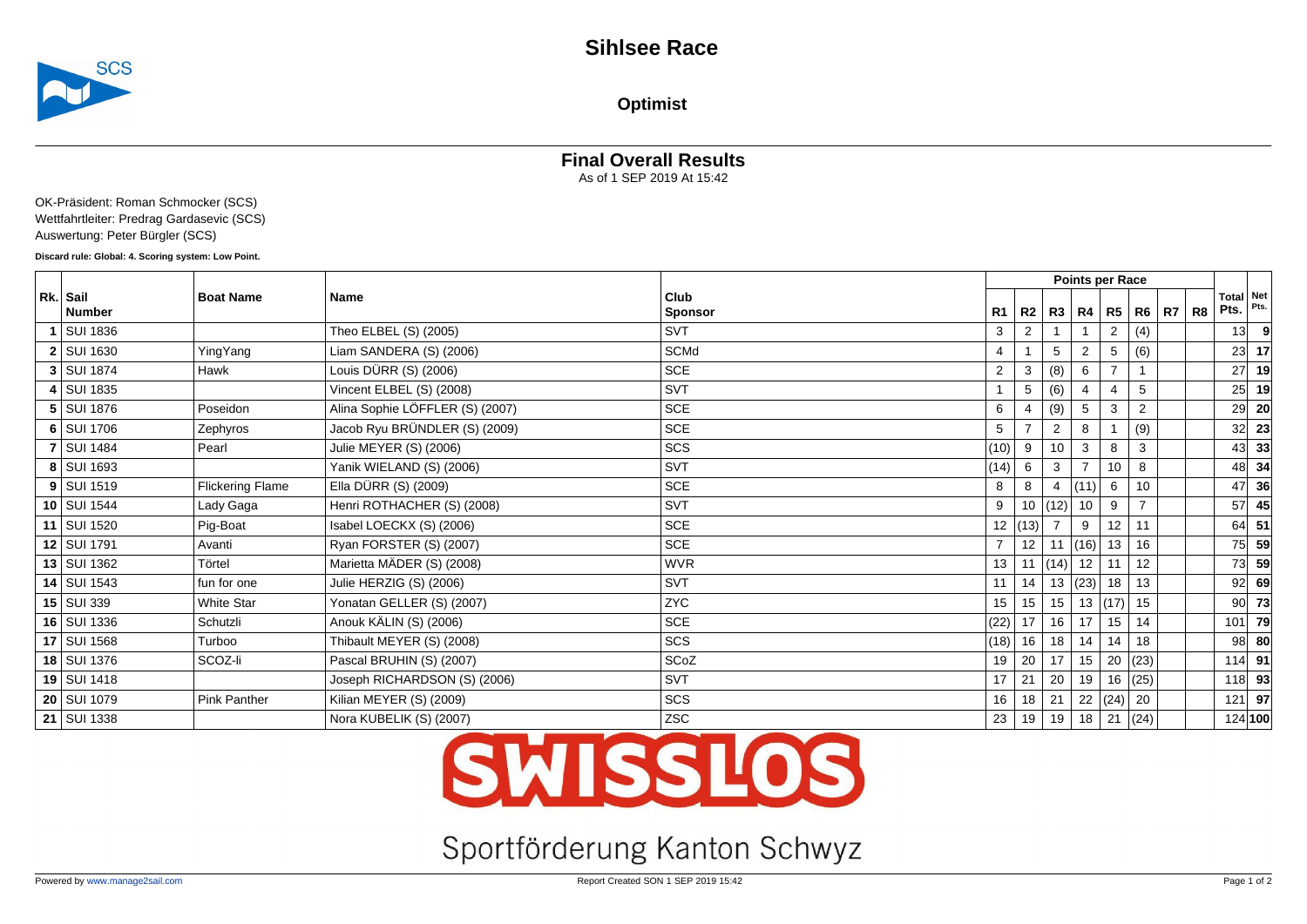# Sihlsee Race

## Optimist

### Final Overall Results

As of 1 SEP 2019 At 15:42

OK-Präsident: Roman Schmocker (SCS)
Wettfahrtleiter: Predrag Gardasevic (SCS)
Auswertung: Peter Bürgler (SCS)

**Discard rule: Global: 4. Scoring system: Low Point.**

| Rk. | Sail Number | Boat Name | Name | Club Sponsor | Points per Race | | | | | | | | Total Pts. | Net Pts. |
|---|---|---|---|---|---|---|---|---|---|---|---|---|---|---|
| | | | | | R1 | R2 | R3 | R4 | R5 | R6 | R7 | R8 | | |
| 1 | SUI 1836 | | Theo ELBEL (S) (2005) | SVT | 3 | 2 | 1 | 1 | 2 | (4) | | | 13 | **9** |
| 2 | SUI 1630 | YingYang | Liam SANDERA (S) (2006) | SCMd | 4 | 1 | 5 | 2 | 5 | (6) | | | 23 | **17** |
| 3 | SUI 1874 | Hawk | Louis DÜRR (S) (2006) | SCE | 2 | 3 | (8) | 6 | 7 | 1 | | | 27 | **19** |
| 4 | SUI 1835 | | Vincent ELBEL (S) (2008) | SVT | 1 | 5 | (6) | 4 | 4 | 5 | | | 25 | **19** |
| 5 | SUI 1876 | Poseidon | Alina Sophie LÖFFLER (S) (2007) | SCE | 6 | 4 | (9) | 5 | 3 | 2 | | | 29 | **20** |
| 6 | SUI 1706 | Zephyros | Jacob Ryu BRÜNDLER (S) (2009) | SCE | 5 | 7 | 2 | 8 | 1 | (9) | | | 32 | **23** |
| 7 | SUI 1484 | Pearl | Julie MEYER (S) (2006) | SCS | (10) | 9 | 10 | 3 | 8 | 3 | | | 43 | **33** |
| 8 | SUI 1693 | | Yanik WIELAND (S) (2006) | SVT | (14) | 6 | 3 | 7 | 10 | 8 | | | 48 | **34** |
| 9 | SUI 1519 | Flickering Flame | Ella DÜRR (S) (2009) | SCE | 8 | 8 | 4 | (11) | 6 | 10 | | | 47 | **36** |
| 10 | SUI 1544 | Lady Gaga | Henri ROTHACHER (S) (2008) | SVT | 9 | 10 | (12) | 10 | 9 | 7 | | | 57 | **45** |
| 11 | SUI 1520 | Pig-Boat | Isabel LOECKX (S) (2006) | SCE | 12 | (13) | 7 | 9 | 12 | 11 | | | 64 | **51** |
| 12 | SUI 1791 | Avanti | Ryan FORSTER (S) (2007) | SCE | 7 | 12 | 11 | (16) | 13 | 16 | | | 75 | **59** |
| 13 | SUI 1362 | Törtel | Marietta MÄDER (S) (2008) | WVR | 13 | 11 | (14) | 12 | 11 | 12 | | | 73 | **59** |
| 14 | SUI 1543 | fun for one | Julie HERZIG (S) (2006) | SVT | 11 | 14 | 13 | (23) | 18 | 13 | | | 92 | **69** |
| 15 | SUI 339 | White Star | Yonatan GELLER (S) (2007) | ZYC | 15 | 15 | 15 | 13 | (17) | 15 | | | 90 | **73** |
| 16 | SUI 1336 | Schutzli | Anouk KÄLIN (S) (2006) | SCE | (22) | 17 | 16 | 17 | 15 | 14 | | | 101 | **79** |
| 17 | SUI 1568 | Turboo | Thibault MEYER (S) (2008) | SCS | (18) | 16 | 18 | 14 | 14 | 18 | | | 98 | **80** |
| 18 | SUI 1376 | SCOZ-li | Pascal BRUHIN (S) (2007) | SCoZ | 19 | 20 | 17 | 15 | 20 | (23) | | | 114 | **91** |
| 19 | SUI 1418 | | Joseph RICHARDSON (S) (2006) | SVT | 17 | 21 | 20 | 19 | 16 | (25) | | | 118 | **93** |
| 20 | SUI 1079 | Pink Panther | Kilian MEYER (S) (2009) | SCS | 16 | 18 | 21 | 22 | (24) | 20 | | | 121 | **97** |
| 21 | SUI 1338 | | Nora KUBELIK (S) (2007) | ZSC | 23 | 19 | 19 | 18 | 21 | (24) | | | 124 | **100** |

SWISSLOS

Sportförderung Kanton Schwyz

Powered by www.manage2sail.com — Report Created SON 1 SEP 2019 15:42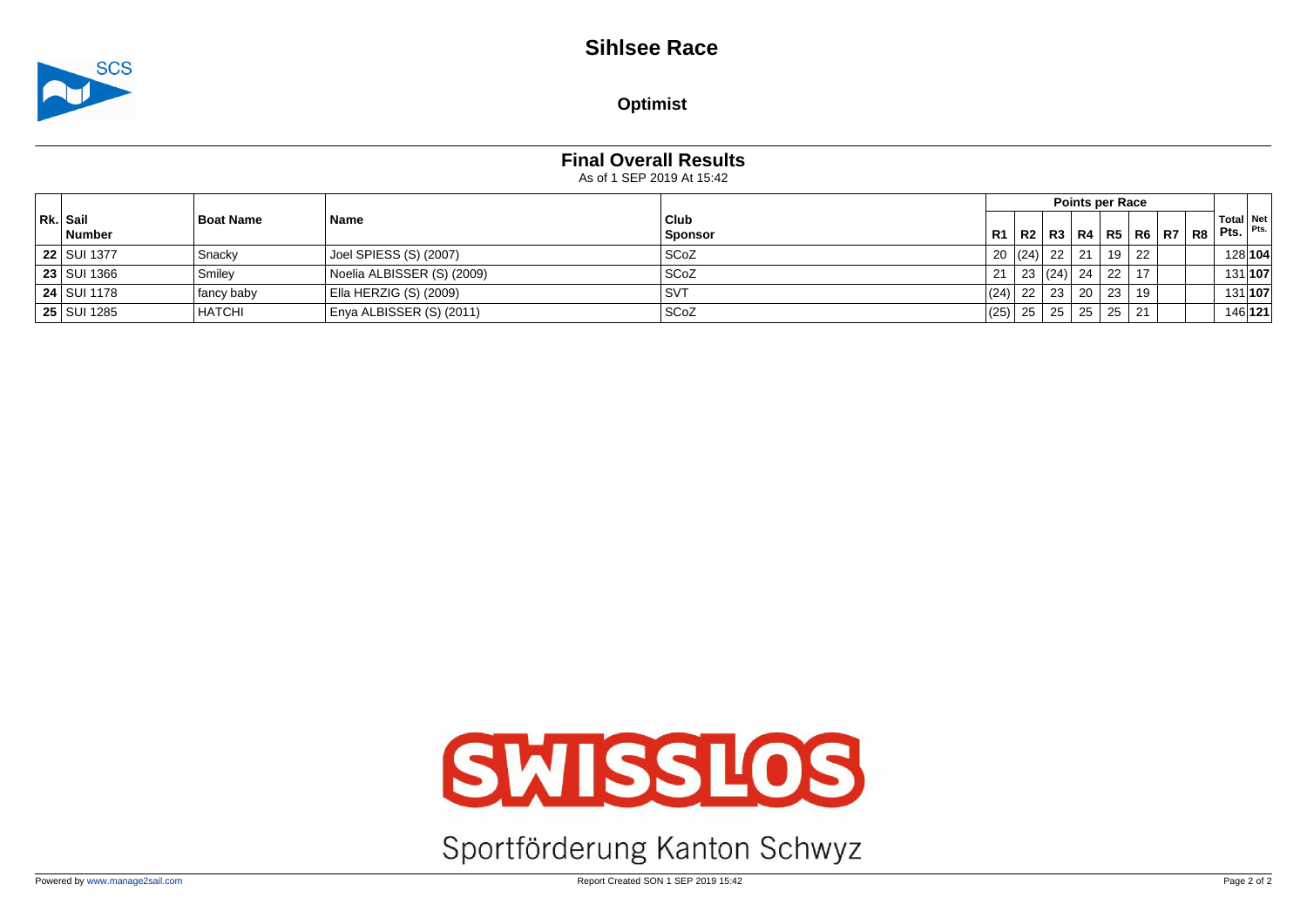# Sihlsee Race

## Optimist

### Final Overall Results

As of 1 SEP 2019 At 15:42

| Rk. | Sail Number | Boat Name | Name | Club Sponsor | Points per Race R1 | R2 | R3 | R4 | R5 | R6 | R7 | R8 | Total Pts. | Net Pts. |
|---|---|---|---|---|---|---|---|---|---|---|---|---|---|---|
| **22** | SUI 1377 | Snacky | Joel SPIESS (S) (2007) | SCoZ | 20 | (24) | 22 | 21 | 19 | 22 | | | 128 | **104** |
| **23** | SUI 1366 | Smiley | Noelia ALBISSER (S) (2009) | SCoZ | 21 | 23 | (24) | 24 | 22 | 17 | | | 131 | **107** |
| **24** | SUI 1178 | fancy baby | Ella HERZIG (S) (2009) | SVT | (24) | 22 | 23 | 20 | 23 | 19 | | | 131 | **107** |
| **25** | SUI 1285 | HATCHI | Enya ALBISSER (S) (2011) | SCoZ | (25) | 25 | 25 | 25 | 25 | 21 | | | 146 | **121** |

SWISSLOS

Sportförderung Kanton Schwyz

Powered by www.manage2sail.com

Report Created SON 1 SEP 2019 15:42